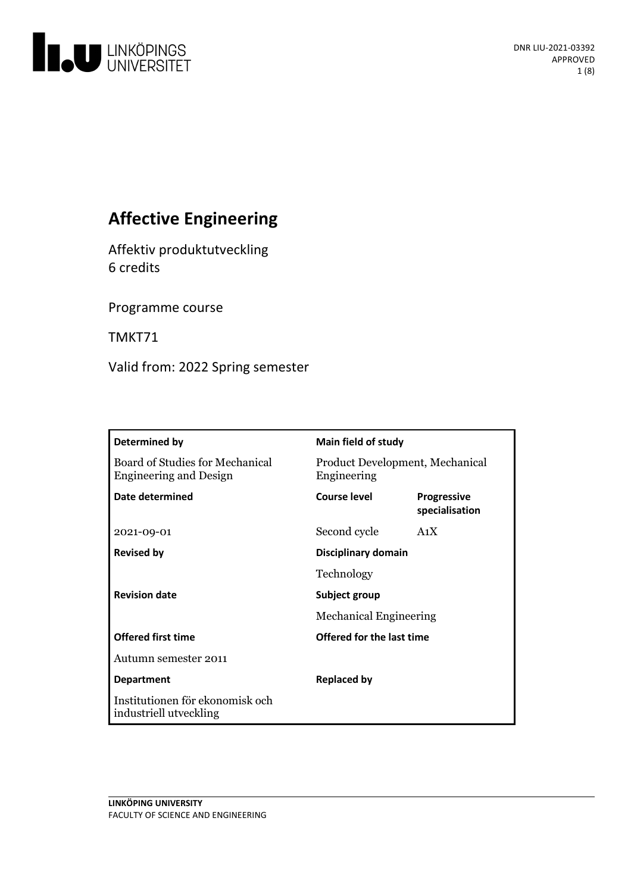DNR LIU-2021-03392
APPROVED

# Affective Engineering

Affektiv produktutveckling
6 credits

Programme course

TMKT71

Valid from: 2022 Spring semester

| Determined by | Main field of study | |
|---|---|---|
| Board of Studies for Mechanical Engineering and Design | Product Development, Mechanical Engineering | |
| **Date determined** | **Course level** | **Progressive specialisation** |
| 2021-09-01 | Second cycle | A1X |
| **Revised by** | **Disciplinary domain** | |
| | Technology | |
| **Revision date** | **Subject group** | |
| | Mechanical Engineering | |
| **Offered first time** | **Offered for the last time** | |
| Autumn semester 2011 | | |
| **Department** | **Replaced by** | |
| Institutionen för ekonomisk och industriell utveckling | | |

LINKÖPING UNIVERSITY
FACULTY OF SCIENCE AND ENGINEERING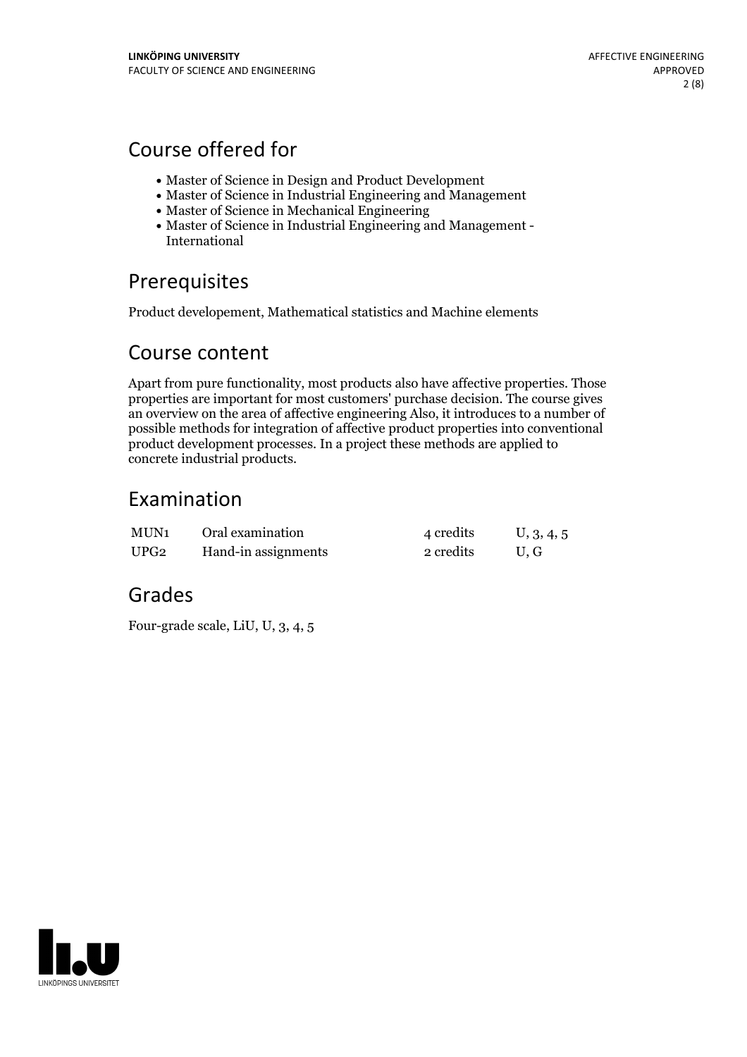## Course offered for

- Master of Science in Design and Product Development
- Master of Science in Industrial Engineering and Management
- Master of Science in Mechanical Engineering
- Master of Science in Industrial Engineering and Management - International

## Prerequisites

Product developement, Mathematical statistics and Machine elements

## Course content

Apart from pure functionality, most products also have affective properties. Those properties are important for most customers' purchase decision. The course gives an overview on the area of affective engineering Also, it introduces to a number of possible methods for integration of affective product properties into conventional product development processes. In a project these methods are applied to concrete industrial products.

## Examination

| | | | |
|---|---|---|---|
| MUN1 | Oral examination | 4 credits | U, 3, 4, 5 |
| UPG2 | Hand-in assignments | 2 credits | U, G |

## Grades

Four-grade scale, LiU, U, 3, 4, 5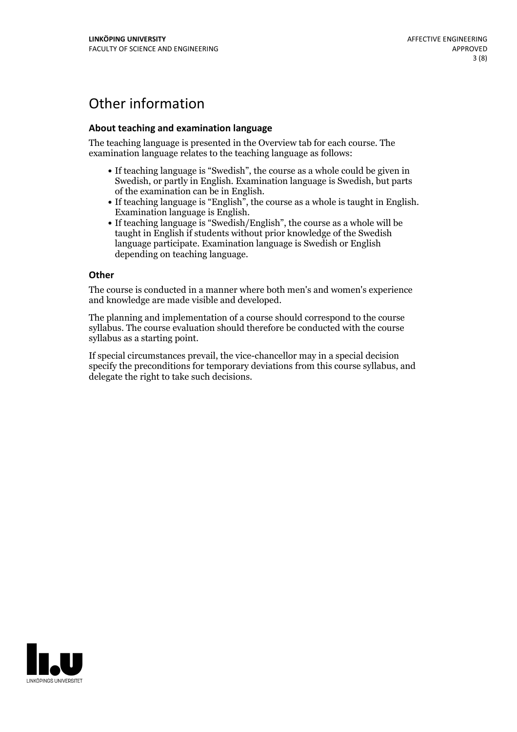# Other information

### About teaching and examination language

The teaching language is presented in the Overview tab for each course. The examination language relates to the teaching language as follows:

- If teaching language is “Swedish”, the course as a whole could be given in Swedish, or partly in English. Examination language is Swedish, but parts of the examination can be in English.
- If teaching language is “English”, the course as a whole is taught in English. Examination language is English.
- If teaching language is “Swedish/English”, the course as a whole will be taught in English if students without prior knowledge of the Swedish language participate. Examination language is Swedish or English depending on teaching language.

### Other

The course is conducted in a manner where both men's and women's experience and knowledge are made visible and developed.

The planning and implementation of a course should correspond to the course syllabus. The course evaluation should therefore be conducted with the course syllabus as a starting point.

If special circumstances prevail, the vice-chancellor may in a special decision specify the preconditions for temporary deviations from this course syllabus, and delegate the right to take such decisions.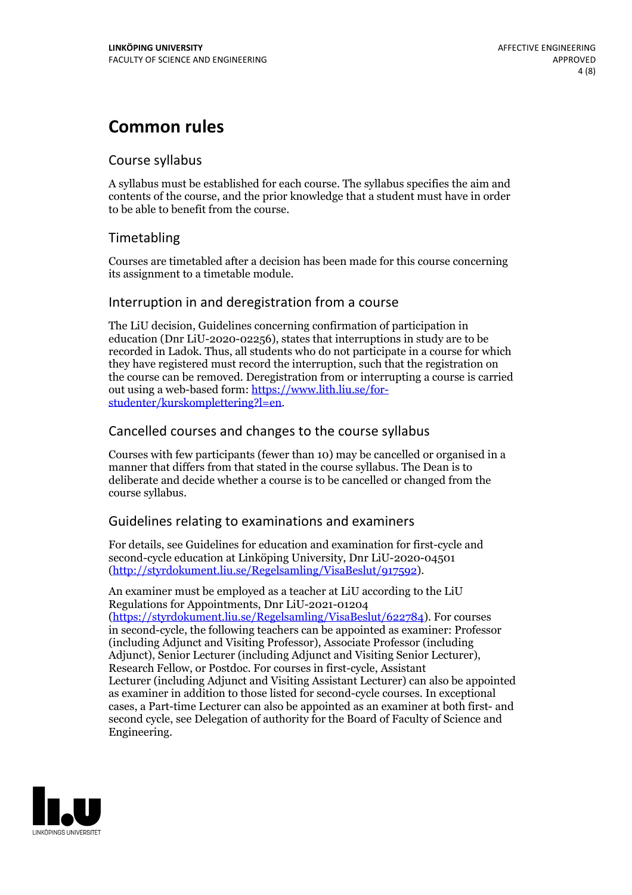# Common rules

## Course syllabus

A syllabus must be established for each course. The syllabus specifies the aim and contents of the course, and the prior knowledge that a student must have in order to be able to benefit from the course.

## Timetabling

Courses are timetabled after a decision has been made for this course concerning its assignment to a timetable module.

## Interruption in and deregistration from a course

The LiU decision, Guidelines concerning confirmation of participation in education (Dnr LiU-2020-02256), states that interruptions in study are to be recorded in Ladok. Thus, all students who do not participate in a course for which they have registered must record the interruption, such that the registration on the course can be removed. Deregistration from or interrupting a course is carried out using a web-based form: https://www.lith.liu.se/for-studenter/kurskomplettering?l=en.

## Cancelled courses and changes to the course syllabus

Courses with few participants (fewer than 10) may be cancelled or organised in a manner that differs from that stated in the course syllabus. The Dean is to deliberate and decide whether a course is to be cancelled or changed from the course syllabus.

## Guidelines relating to examinations and examiners

For details, see Guidelines for education and examination for first-cycle and second-cycle education at Linköping University, Dnr LiU-2020-04501 (http://styrdokument.liu.se/Regelsamling/VisaBeslut/917592).

An examiner must be employed as a teacher at LiU according to the LiU Regulations for Appointments, Dnr LiU-2021-01204 (https://styrdokument.liu.se/Regelsamling/VisaBeslut/622784). For courses in second-cycle, the following teachers can be appointed as examiner: Professor (including Adjunct and Visiting Professor), Associate Professor (including Adjunct), Senior Lecturer (including Adjunct and Visiting Senior Lecturer), Research Fellow, or Postdoc. For courses in first-cycle, Assistant Lecturer (including Adjunct and Visiting Assistant Lecturer) can also be appointed as examiner in addition to those listed for second-cycle courses. In exceptional cases, a Part-time Lecturer can also be appointed as an examiner at both first- and second cycle, see Delegation of authority for the Board of Faculty of Science and Engineering.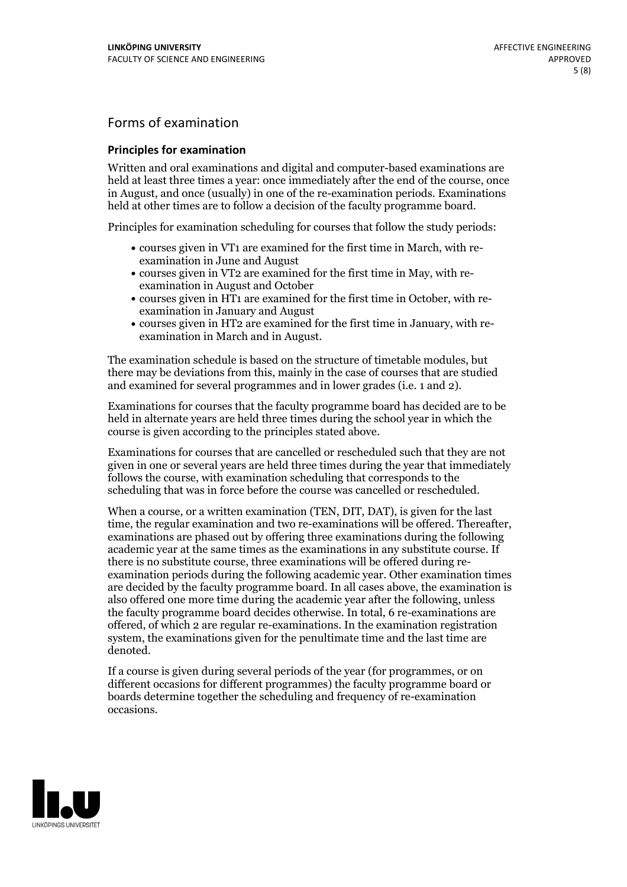## Forms of examination

### Principles for examination

Written and oral examinations and digital and computer-based examinations are held at least three times a year: once immediately after the end of the course, once in August, and once (usually) in one of the re-examination periods. Examinations held at other times are to follow a decision of the faculty programme board.

Principles for examination scheduling for courses that follow the study periods:

- courses given in VT1 are examined for the first time in March, with re-examination in June and August
- courses given in VT2 are examined for the first time in May, with re-examination in August and October
- courses given in HT1 are examined for the first time in October, with re-examination in January and August
- courses given in HT2 are examined for the first time in January, with re-examination in March and in August.

The examination schedule is based on the structure of timetable modules, but there may be deviations from this, mainly in the case of courses that are studied and examined for several programmes and in lower grades (i.e. 1 and 2).

Examinations for courses that the faculty programme board has decided are to be held in alternate years are held three times during the school year in which the course is given according to the principles stated above.

Examinations for courses that are cancelled or rescheduled such that they are not given in one or several years are held three times during the year that immediately follows the course, with examination scheduling that corresponds to the scheduling that was in force before the course was cancelled or rescheduled.

When a course, or a written examination (TEN, DIT, DAT), is given for the last time, the regular examination and two re-examinations will be offered. Thereafter, examinations are phased out by offering three examinations during the following academic year at the same times as the examinations in any substitute course. If there is no substitute course, three examinations will be offered during re-examination periods during the following academic year. Other examination times are decided by the faculty programme board. In all cases above, the examination is also offered one more time during the academic year after the following, unless the faculty programme board decides otherwise. In total, 6 re-examinations are offered, of which 2 are regular re-examinations. In the examination registration system, the examinations given for the penultimate time and the last time are denoted.

If a course is given during several periods of the year (for programmes, or on different occasions for different programmes) the faculty programme board or boards determine together the scheduling and frequency of re-examination occasions.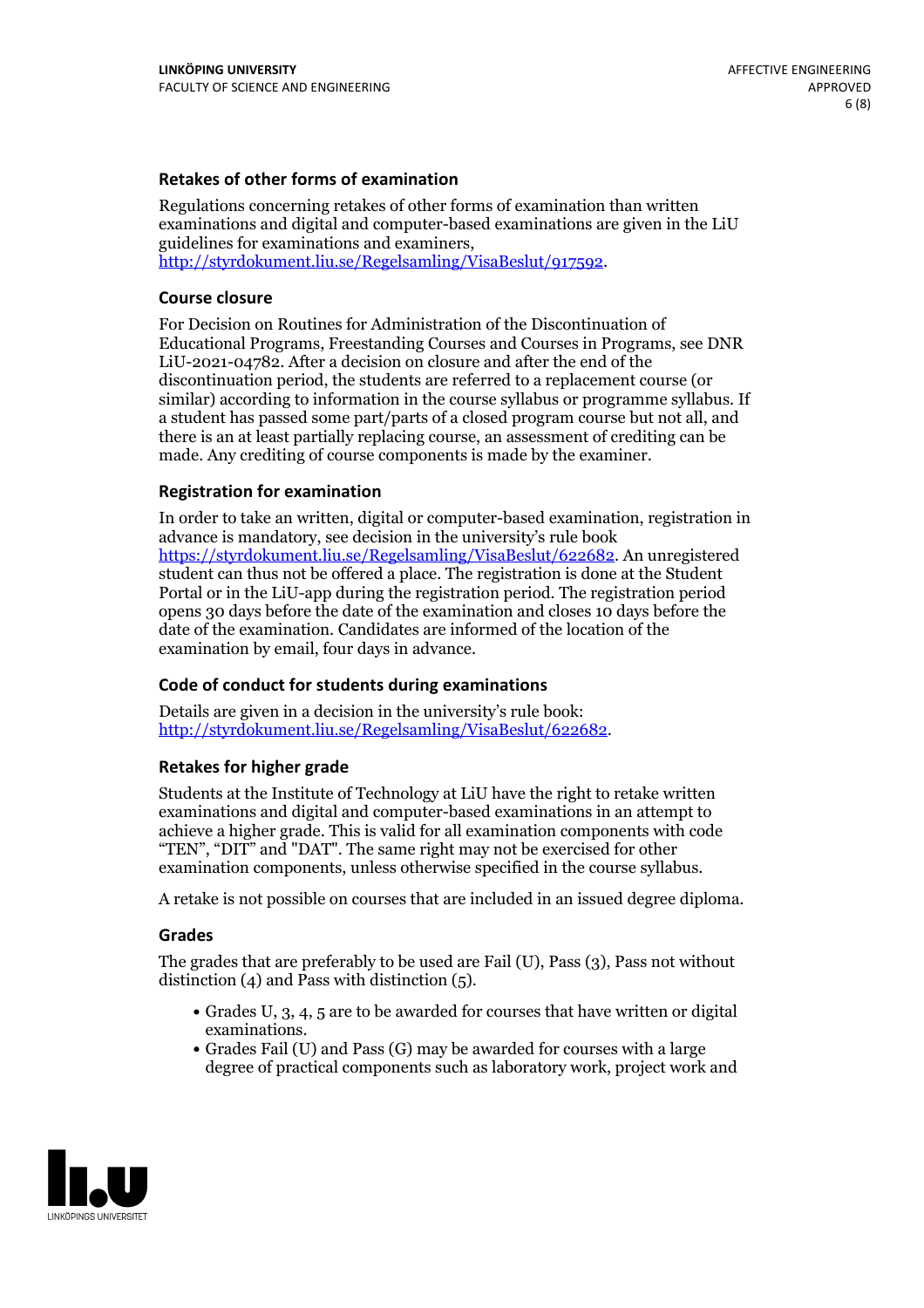### Retakes of other forms of examination

Regulations concerning retakes of other forms of examination than written examinations and digital and computer-based examinations are given in the LiU guidelines for examinations and examiners, http://styrdokument.liu.se/Regelsamling/VisaBeslut/917592.

### Course closure

For Decision on Routines for Administration of the Discontinuation of Educational Programs, Freestanding Courses and Courses in Programs, see DNR LiU-2021-04782. After a decision on closure and after the end of the discontinuation period, the students are referred to a replacement course (or similar) according to information in the course syllabus or programme syllabus. If a student has passed some part/parts of a closed program course but not all, and there is an at least partially replacing course, an assessment of crediting can be made. Any crediting of course components is made by the examiner.

### Registration for examination

In order to take an written, digital or computer-based examination, registration in advance is mandatory, see decision in the university's rule book https://styrdokument.liu.se/Regelsamling/VisaBeslut/622682. An unregistered student can thus not be offered a place. The registration is done at the Student Portal or in the LiU-app during the registration period. The registration period opens 30 days before the date of the examination and closes 10 days before the date of the examination. Candidates are informed of the location of the examination by email, four days in advance.

### Code of conduct for students during examinations

Details are given in a decision in the university's rule book: http://styrdokument.liu.se/Regelsamling/VisaBeslut/622682.

### Retakes for higher grade

Students at the Institute of Technology at LiU have the right to retake written examinations and digital and computer-based examinations in an attempt to achieve a higher grade. This is valid for all examination components with code "TEN", "DIT" and "DAT". The same right may not be exercised for other examination components, unless otherwise specified in the course syllabus.

A retake is not possible on courses that are included in an issued degree diploma.

### Grades

The grades that are preferably to be used are Fail (U), Pass (3), Pass not without distinction (4) and Pass with distinction (5).

- Grades U, 3, 4, 5 are to be awarded for courses that have written or digital examinations.
- Grades Fail (U) and Pass (G) may be awarded for courses with a large degree of practical components such as laboratory work, project work and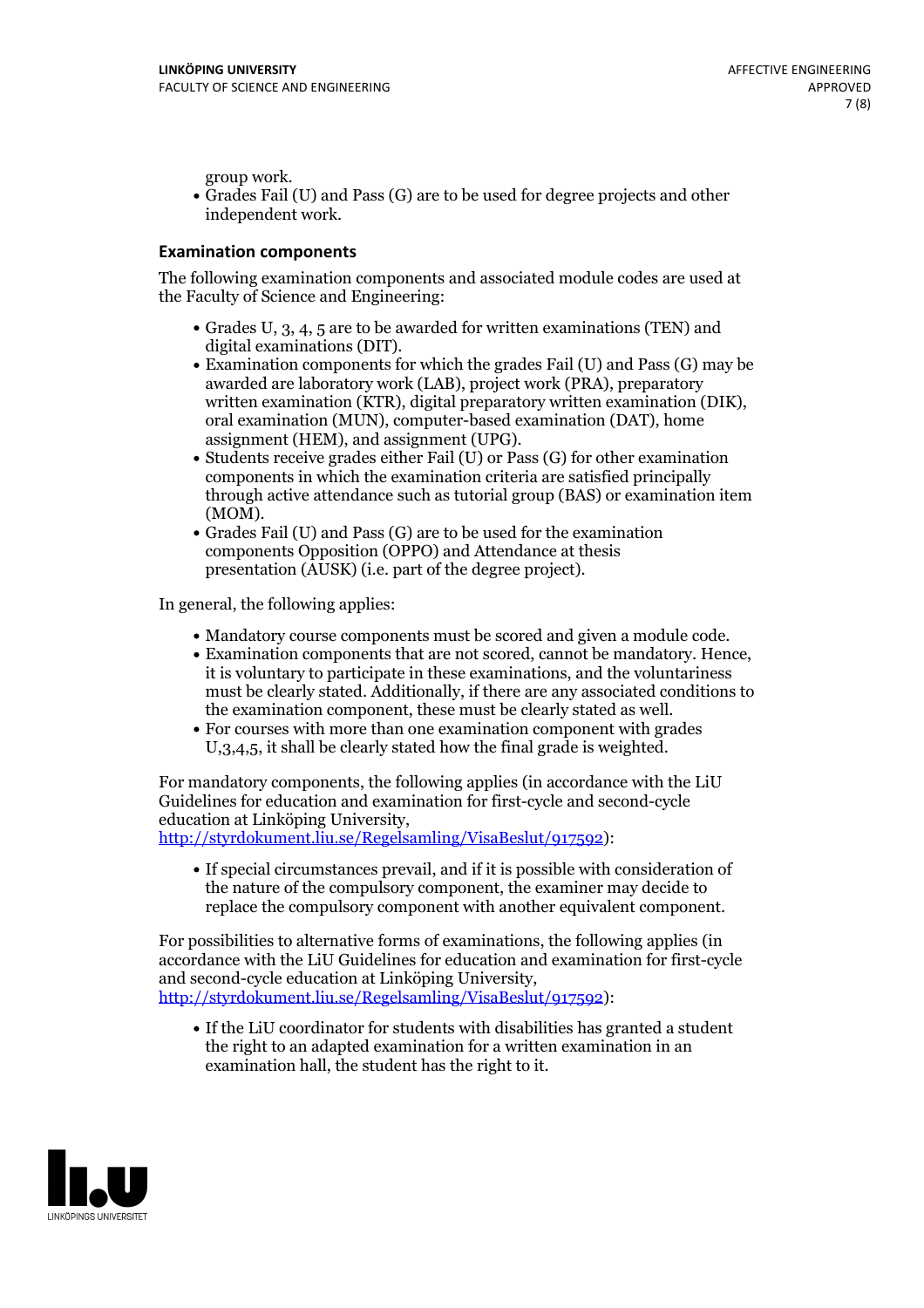group work.

- Grades Fail (U) and Pass (G) are to be used for degree projects and other independent work.

## Examination components

The following examination components and associated module codes are used at the Faculty of Science and Engineering:

- Grades U, 3, 4, 5 are to be awarded for written examinations (TEN) and digital examinations (DIT).
- Examination components for which the grades Fail (U) and Pass (G) may be awarded are laboratory work (LAB), project work (PRA), preparatory written examination (KTR), digital preparatory written examination (DIK), oral examination (MUN), computer-based examination (DAT), home assignment (HEM), and assignment (UPG).
- Students receive grades either Fail (U) or Pass (G) for other examination components in which the examination criteria are satisfied principally through active attendance such as tutorial group (BAS) or examination item (MOM).
- Grades Fail (U) and Pass (G) are to be used for the examination components Opposition (OPPO) and Attendance at thesis presentation (AUSK) (i.e. part of the degree project).

In general, the following applies:

- Mandatory course components must be scored and given a module code.
- Examination components that are not scored, cannot be mandatory. Hence, it is voluntary to participate in these examinations, and the voluntariness must be clearly stated. Additionally, if there are any associated conditions to the examination component, these must be clearly stated as well.
- For courses with more than one examination component with grades U,3,4,5, it shall be clearly stated how the final grade is weighted.

For mandatory components, the following applies (in accordance with the LiU Guidelines for education and examination for first-cycle and second-cycle education at Linköping University, http://styrdokument.liu.se/Regelsamling/VisaBeslut/917592):

- If special circumstances prevail, and if it is possible with consideration of the nature of the compulsory component, the examiner may decide to replace the compulsory component with another equivalent component.

For possibilities to alternative forms of examinations, the following applies (in accordance with the LiU Guidelines for education and examination for first-cycle and second-cycle education at Linköping University, http://styrdokument.liu.se/Regelsamling/VisaBeslut/917592):

- If the LiU coordinator for students with disabilities has granted a student the right to an adapted examination for a written examination in an examination hall, the student has the right to it.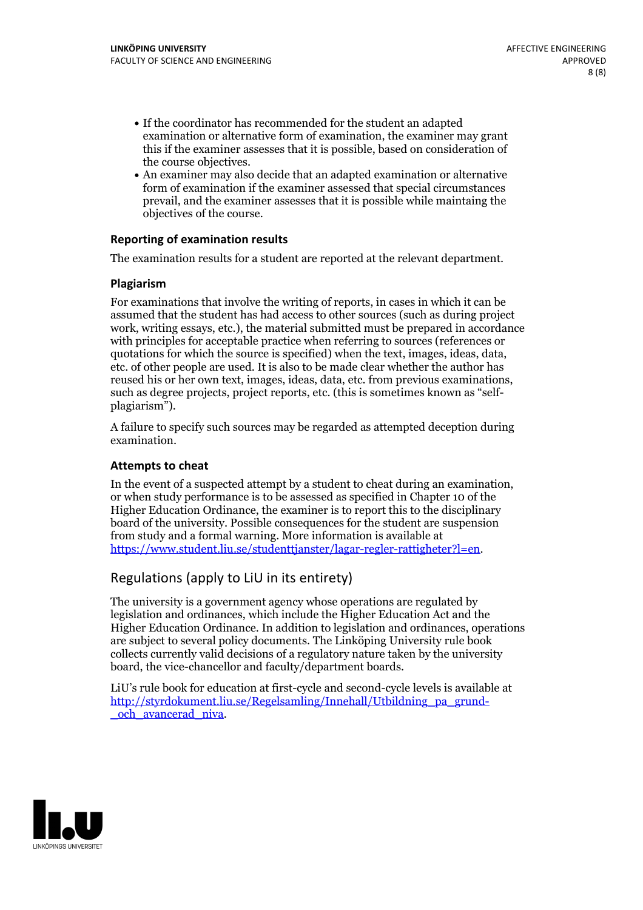- If the coordinator has recommended for the student an adapted examination or alternative form of examination, the examiner may grant this if the examiner assesses that it is possible, based on consideration of the course objectives.
- An examiner may also decide that an adapted examination or alternative form of examination if the examiner assessed that special circumstances prevail, and the examiner assesses that it is possible while maintaing the objectives of the course.

### Reporting of examination results

The examination results for a student are reported at the relevant department.

### Plagiarism

For examinations that involve the writing of reports, in cases in which it can be assumed that the student has had access to other sources (such as during project work, writing essays, etc.), the material submitted must be prepared in accordance with principles for acceptable practice when referring to sources (references or quotations for which the source is specified) when the text, images, ideas, data, etc. of other people are used. It is also to be made clear whether the author has reused his or her own text, images, ideas, data, etc. from previous examinations, such as degree projects, project reports, etc. (this is sometimes known as "self-plagiarism").

A failure to specify such sources may be regarded as attempted deception during examination.

### Attempts to cheat

In the event of a suspected attempt by a student to cheat during an examination, or when study performance is to be assessed as specified in Chapter 10 of the Higher Education Ordinance, the examiner is to report this to the disciplinary board of the university. Possible consequences for the student are suspension from study and a formal warning. More information is available at https://www.student.liu.se/studenttjanster/lagar-regler-rattigheter?l=en.

## Regulations (apply to LiU in its entirety)

The university is a government agency whose operations are regulated by legislation and ordinances, which include the Higher Education Act and the Higher Education Ordinance. In addition to legislation and ordinances, operations are subject to several policy documents. The Linköping University rule book collects currently valid decisions of a regulatory nature taken by the university board, the vice-chancellor and faculty/department boards.

LiU's rule book for education at first-cycle and second-cycle levels is available at http://styrdokument.liu.se/Regelsamling/Innehall/Utbildning_pa_grund-_och_avancerad_niva.